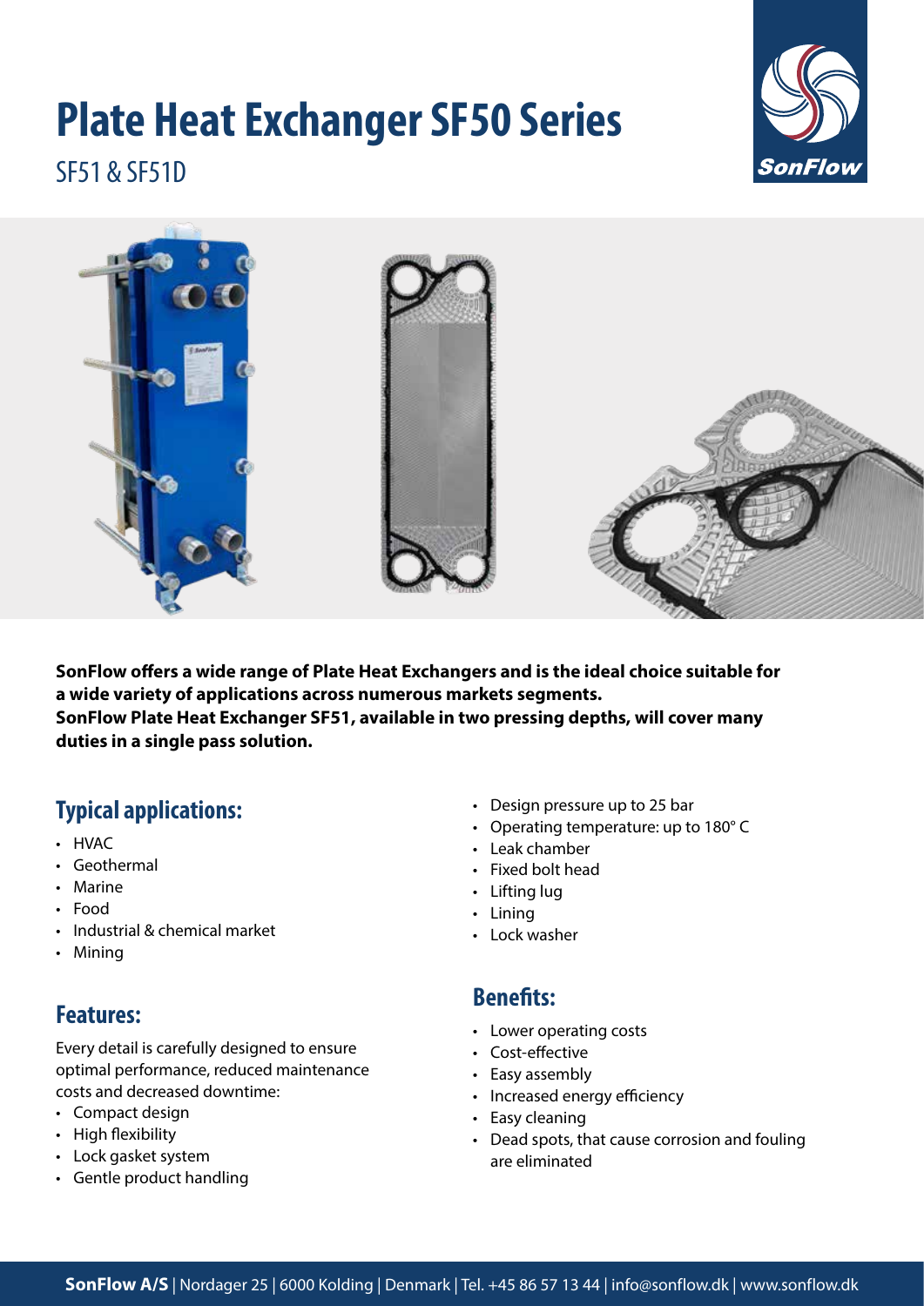# Plate Heat Exchanger SF50 Series

SF51 & SF51D

**SonFlow offers a wide range of Plate Heat Exchangers and is the ideal choice suitable for a wide variety of applications across numerous markets segments.**
**SonFlow Plate Heat Exchanger SF51, available in two pressing depths, will cover many duties in a single pass solution.**

## Typical applications:

- HVAC
- Geothermal
- Marine
- Food
- Industrial & chemical market
- Mining

## Features:

Every detail is carefully designed to ensure optimal performance, reduced maintenance costs and decreased downtime:

- Compact design
- High flexibility
- Lock gasket system
- Gentle product handling
- Design pressure up to 25 bar
- Operating temperature: up to 180° C
- Leak chamber
- Fixed bolt head
- Lifting lug
- Lining
- Lock washer

## Benefits:

- Lower operating costs
- Cost-effective
- Easy assembly
- Increased energy efficiency
- Easy cleaning
- Dead spots, that cause corrosion and fouling are eliminated

**SonFlow A/S** | Nordager 25 | 6000 Kolding | Denmark | Tel. +45 86 57 13 44 | info@sonflow.dk | www.sonflow.dk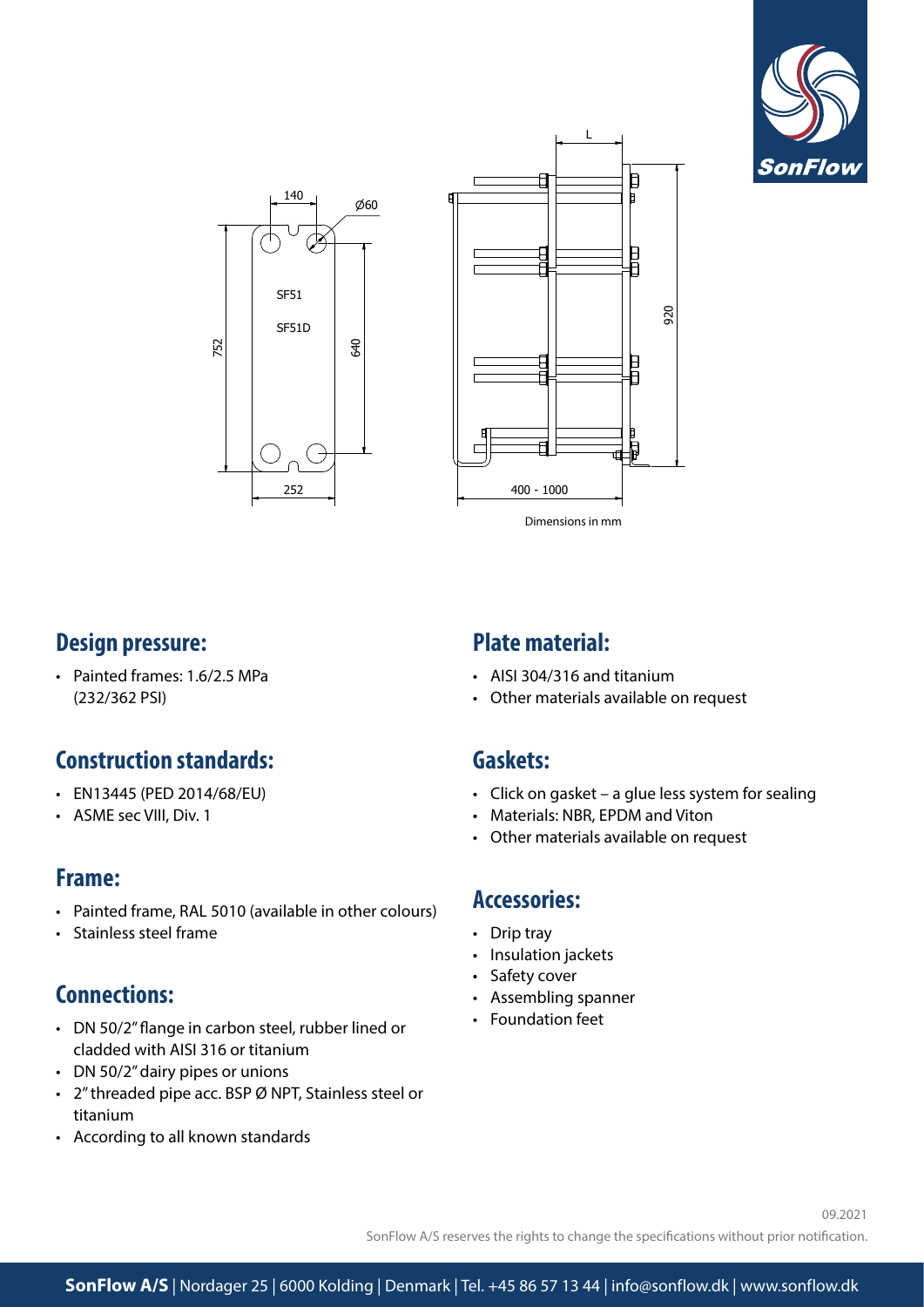140

Ø60

SF51

SF51D

752

640

252

L

920

400 - 1000

Dimensions in mm

## Design pressure:

- Painted frames: 1.6/2.5 MPa (232/362 PSI)

## Construction standards:

- EN13445 (PED 2014/68/EU)
- ASME sec VIII, Div. 1

## Frame:

- Painted frame, RAL 5010 (available in other colours)
- Stainless steel frame

## Connections:

- DN 50/2" flange in carbon steel, rubber lined or cladded with AISI 316 or titanium
- DN 50/2" dairy pipes or unions
- 2" threaded pipe acc. BSP Ø NPT, Stainless steel or titanium
- According to all known standards

## Plate material:

- AISI 304/316 and titanium
- Other materials available on request

## Gaskets:

- Click on gasket – a glue less system for sealing
- Materials: NBR, EPDM and Viton
- Other materials available on request

## Accessories:

- Drip tray
- Insulation jackets
- Safety cover
- Assembling spanner
- Foundation feet

09.2021

SonFlow A/S reserves the rights to change the specifications without prior notification.

**SonFlow A/S** | Nordager 25 | 6000 Kolding | Denmark | Tel. +45 86 57 13 44 | info@sonflow.dk | www.sonflow.dk